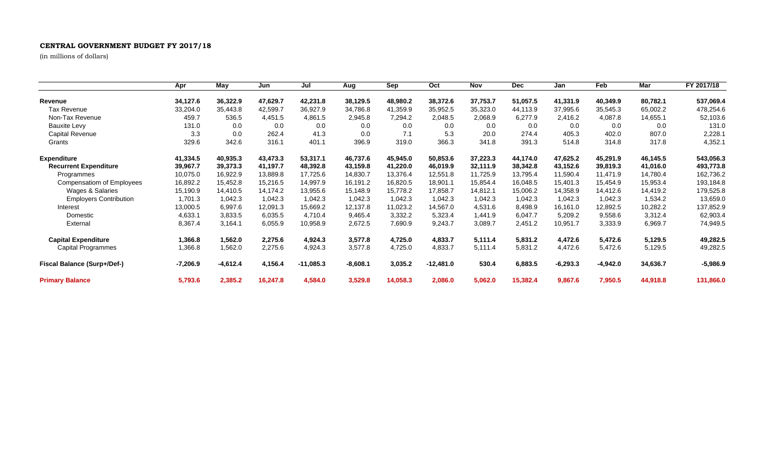**CENTRAL GOVERNMENT BUDGET FY 2017/18**

(in millions of dollars)

| | Apr | May | Jun | Jul | Aug | Sep | Oct | Nov | Dec | Jan | Feb | Mar | FY 2017/18 |
|---|---|---|---|---|---|---|---|---|---|---|---|---|---|
| **Revenue** | **34,127.6** | **36,322.9** | **47,629.7** | **42,231.8** | **38,129.5** | **48,980.2** | **38,372.6** | **37,753.7** | **51,057.5** | **41,331.9** | **40,349.9** | **80,782.1** | **537,069.4** |
| Tax Revenue | 33,204.0 | 35,443.8 | 42,599.7 | 36,927.9 | 34,786.8 | 41,359.9 | 35,952.5 | 35,323.0 | 44,113.9 | 37,995.6 | 35,545.3 | 65,002.2 | 478,254.6 |
| Non-Tax Revenue | 459.7 | 536.5 | 4,451.5 | 4,861.5 | 2,945.8 | 7,294.2 | 2,048.5 | 2,068.9 | 6,277.9 | 2,416.2 | 4,087.8 | 14,655.1 | 52,103.6 |
| Bauxite Levy | 131.0 | 0.0 | 0.0 | 0.0 | 0.0 | 0.0 | 0.0 | 0.0 | 0.0 | 0.0 | 0.0 | 0.0 | 131.0 |
| Capital Revenue | 3.3 | 0.0 | 262.4 | 41.3 | 0.0 | 7.1 | 5.3 | 20.0 | 274.4 | 405.3 | 402.0 | 807.0 | 2,228.1 |
| Grants | 329.6 | 342.6 | 316.1 | 401.1 | 396.9 | 319.0 | 366.3 | 341.8 | 391.3 | 514.8 | 314.8 | 317.8 | 4,352.1 |
| **Expenditure** | **41,334.5** | **40,935.3** | **43,473.3** | **53,317.1** | **46,737.6** | **45,945.0** | **50,853.6** | **37,223.3** | **44,174.0** | **47,625.2** | **45,291.9** | **46,145.5** | **543,056.3** |
| **Recurrent Expenditure** | **39,967.7** | **39,373.3** | **41,197.7** | **48,392.8** | **43,159.8** | **41,220.0** | **46,019.9** | **32,111.9** | **38,342.8** | **43,152.6** | **39,819.3** | **41,016.0** | **493,773.8** |
| Programmes | 10,075.0 | 16,922.9 | 13,889.8 | 17,725.6 | 14,830.7 | 13,376.4 | 12,551.8 | 11,725.9 | 13,795.4 | 11,590.4 | 11,471.9 | 14,780.4 | 162,736.2 |
| Compensatiom of Employees | 16,892.2 | 15,452.8 | 15,216.5 | 14,997.9 | 16,191.2 | 16,820.5 | 18,901.1 | 15,854.4 | 16,048.5 | 15,401.3 | 15,454.9 | 15,953.4 | 193,184.8 |
| Wages & Salaries | 15,190.9 | 14,410.5 | 14,174.2 | 13,955.6 | 15,148.9 | 15,778.2 | 17,858.7 | 14,812.1 | 15,006.2 | 14,358.9 | 14,412.6 | 14,419.2 | 179,525.8 |
| Employers Contribution | 1,701.3 | 1,042.3 | 1,042.3 | 1,042.3 | 1,042.3 | 1,042.3 | 1,042.3 | 1,042.3 | 1,042.3 | 1,042.3 | 1,042.3 | 1,534.2 | 13,659.0 |
| Interest | 13,000.5 | 6,997.6 | 12,091.3 | 15,669.2 | 12,137.8 | 11,023.2 | 14,567.0 | 4,531.6 | 8,498.9 | 16,161.0 | 12,892.5 | 10,282.2 | 137,852.9 |
| Domestic | 4,633.1 | 3,833.5 | 6,035.5 | 4,710.4 | 9,465.4 | 3,332.2 | 5,323.4 | 1,441.9 | 6,047.7 | 5,209.2 | 9,558.6 | 3,312.4 | 62,903.4 |
| External | 8,367.4 | 3,164.1 | 6,055.9 | 10,958.9 | 2,672.5 | 7,690.9 | 9,243.7 | 3,089.7 | 2,451.2 | 10,951.7 | 3,333.9 | 6,969.7 | 74,949.5 |
| **Capital Expenditure** | **1,366.8** | **1,562.0** | **2,275.6** | **4,924.3** | **3,577.8** | **4,725.0** | **4,833.7** | **5,111.4** | **5,831.2** | **4,472.6** | **5,472.6** | **5,129.5** | **49,282.5** |
| Capital Programmes | 1,366.8 | 1,562.0 | 2,275.6 | 4,924.3 | 3,577.8 | 4,725.0 | 4,833.7 | 5,111.4 | 5,831.2 | 4,472.6 | 5,472.6 | 5,129.5 | 49,282.5 |
| **Fiscal Balance (Surp+/Def-)** | **-7,206.9** | **-4,612.4** | **4,156.4** | **-11,085.3** | **-8,608.1** | **3,035.2** | **-12,481.0** | **530.4** | **6,883.5** | **-6,293.3** | **-4,942.0** | **34,636.7** | **-5,986.9** |
| **Primary Balance** | **5,793.6** | **2,385.2** | **16,247.8** | **4,584.0** | **3,529.8** | **14,058.3** | **2,086.0** | **5,062.0** | **15,382.4** | **9,867.6** | **7,950.5** | **44,918.8** | **131,866.0** |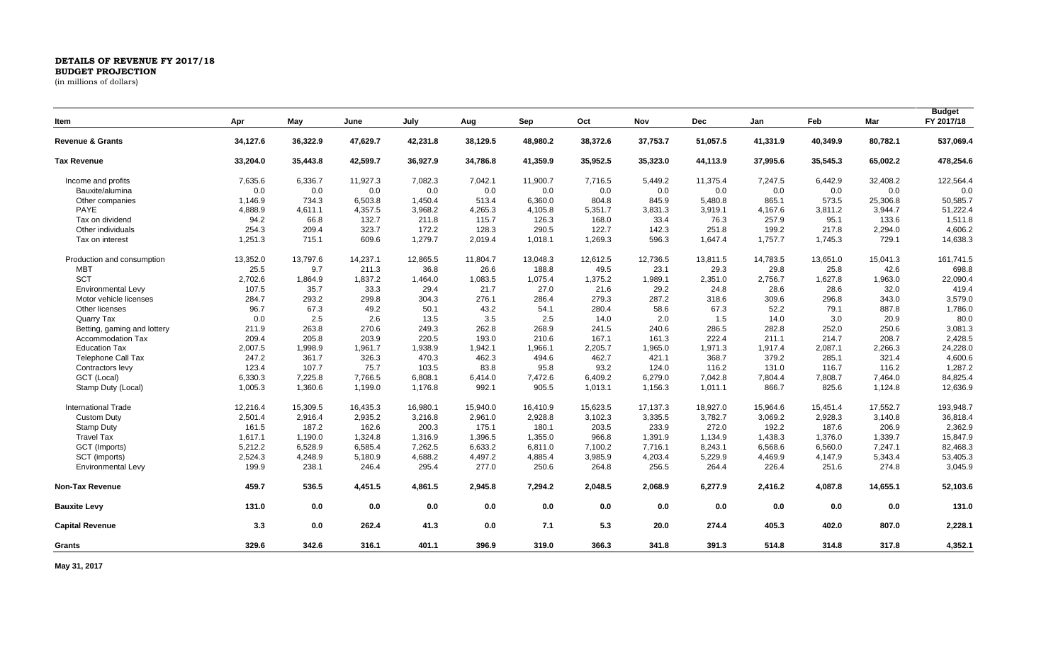**DETAILS OF REVENUE FY 2017/18**
**BUDGET PROJECTION**
(in millions of dollars)

| Item | Apr | May | June | July | Aug | Sep | Oct | Nov | Dec | Jan | Feb | Mar | Budget FY 2017/18 |
|---|---|---|---|---|---|---|---|---|---|---|---|---|---|
| **Revenue & Grants** | **34,127.6** | **36,322.9** | **47,629.7** | **42,231.8** | **38,129.5** | **48,980.2** | **38,372.6** | **37,753.7** | **51,057.5** | **41,331.9** | **40,349.9** | **80,782.1** | **537,069.4** |
| **Tax Revenue** | **33,204.0** | **35,443.8** | **42,599.7** | **36,927.9** | **34,786.8** | **41,359.9** | **35,952.5** | **35,323.0** | **44,113.9** | **37,995.6** | **35,545.3** | **65,002.2** | **478,254.6** |
| Income and profits | 7,635.6 | 6,336.7 | 11,927.3 | 7,082.3 | 7,042.1 | 11,900.7 | 7,716.5 | 5,449.2 | 11,375.4 | 7,247.5 | 6,442.9 | 32,408.2 | 122,564.4 |
| Bauxite/alumina | 0.0 | 0.0 | 0.0 | 0.0 | 0.0 | 0.0 | 0.0 | 0.0 | 0.0 | 0.0 | 0.0 | 0.0 | 0.0 |
| Other companies | 1,146.9 | 734.3 | 6,503.8 | 1,450.4 | 513.4 | 6,360.0 | 804.8 | 845.9 | 5,480.8 | 865.1 | 573.5 | 25,306.8 | 50,585.7 |
| PAYE | 4,888.9 | 4,611.1 | 4,357.5 | 3,968.2 | 4,265.3 | 4,105.8 | 5,351.7 | 3,831.3 | 3,919.1 | 4,167.6 | 3,811.2 | 3,944.7 | 51,222.4 |
| Tax on dividend | 94.2 | 66.8 | 132.7 | 211.8 | 115.7 | 126.3 | 168.0 | 33.4 | 76.3 | 257.9 | 95.1 | 133.6 | 1,511.8 |
| Other individuals | 254.3 | 209.4 | 323.7 | 172.2 | 128.3 | 290.5 | 122.7 | 142.3 | 251.8 | 199.2 | 217.8 | 2,294.0 | 4,606.2 |
| Tax on interest | 1,251.3 | 715.1 | 609.6 | 1,279.7 | 2,019.4 | 1,018.1 | 1,269.3 | 596.3 | 1,647.4 | 1,757.7 | 1,745.3 | 729.1 | 14,638.3 |
| Production and consumption | 13,352.0 | 13,797.6 | 14,237.1 | 12,865.5 | 11,804.7 | 13,048.3 | 12,612.5 | 12,736.5 | 13,811.5 | 14,783.5 | 13,651.0 | 15,041.3 | 161,741.5 |
| MBT | 25.5 | 9.7 | 211.3 | 36.8 | 26.6 | 188.8 | 49.5 | 23.1 | 29.3 | 29.8 | 25.8 | 42.6 | 698.8 |
| SCT | 2,702.6 | 1,864.9 | 1,837.2 | 1,464.0 | 1,083.5 | 1,075.4 | 1,375.2 | 1,989.1 | 2,351.0 | 2,756.7 | 1,627.8 | 1,963.0 | 22,090.4 |
| Environmental Levy | 107.5 | 35.7 | 33.3 | 29.4 | 21.7 | 27.0 | 21.6 | 29.2 | 24.8 | 28.6 | 28.6 | 32.0 | 419.4 |
| Motor vehicle licenses | 284.7 | 293.2 | 299.8 | 304.3 | 276.1 | 286.4 | 279.3 | 287.2 | 318.6 | 309.6 | 296.8 | 343.0 | 3,579.0 |
| Other licenses | 96.7 | 67.3 | 49.2 | 50.1 | 43.2 | 54.1 | 280.4 | 58.6 | 67.3 | 52.2 | 79.1 | 887.8 | 1,786.0 |
| Quarry Tax | 0.0 | 2.5 | 2.6 | 13.5 | 3.5 | 2.5 | 14.0 | 2.0 | 1.5 | 14.0 | 3.0 | 20.9 | 80.0 |
| Betting, gaming and lottery | 211.9 | 263.8 | 270.6 | 249.3 | 262.8 | 268.9 | 241.5 | 240.6 | 286.5 | 282.8 | 252.0 | 250.6 | 3,081.3 |
| Accommodation Tax | 209.4 | 205.8 | 203.9 | 220.5 | 193.0 | 210.6 | 167.1 | 161.3 | 222.4 | 211.1 | 214.7 | 208.7 | 2,428.5 |
| Education Tax | 2,007.5 | 1,998.9 | 1,961.7 | 1,938.9 | 1,942.1 | 1,966.1 | 2,205.7 | 1,965.0 | 1,971.3 | 1,917.4 | 2,087.1 | 2,266.3 | 24,228.0 |
| Telephone Call Tax | 247.2 | 361.7 | 326.3 | 470.3 | 462.3 | 494.6 | 462.7 | 421.1 | 368.7 | 379.2 | 285.1 | 321.4 | 4,600.6 |
| Contractors levy | 123.4 | 107.7 | 75.7 | 103.5 | 83.8 | 95.8 | 93.2 | 124.0 | 116.2 | 131.0 | 116.7 | 116.2 | 1,287.2 |
| GCT (Local) | 6,330.3 | 7,225.8 | 7,766.5 | 6,808.1 | 6,414.0 | 7,472.6 | 6,409.2 | 6,279.0 | 7,042.8 | 7,804.4 | 7,808.7 | 7,464.0 | 84,825.4 |
| Stamp Duty (Local) | 1,005.3 | 1,360.6 | 1,199.0 | 1,176.8 | 992.1 | 905.5 | 1,013.1 | 1,156.3 | 1,011.1 | 866.7 | 825.6 | 1,124.8 | 12,636.9 |
| International Trade | 12,216.4 | 15,309.5 | 16,435.3 | 16,980.1 | 15,940.0 | 16,410.9 | 15,623.5 | 17,137.3 | 18,927.0 | 15,964.6 | 15,451.4 | 17,552.7 | 193,948.7 |
| Custom Duty | 2,501.4 | 2,916.4 | 2,935.2 | 3,216.8 | 2,961.0 | 2,928.8 | 3,102.3 | 3,335.5 | 3,782.7 | 3,069.2 | 2,928.3 | 3,140.8 | 36,818.4 |
| Stamp Duty | 161.5 | 187.2 | 162.6 | 200.3 | 175.1 | 180.1 | 203.5 | 233.9 | 272.0 | 192.2 | 187.6 | 206.9 | 2,362.9 |
| Travel Tax | 1,617.1 | 1,190.0 | 1,324.8 | 1,316.9 | 1,396.5 | 1,355.0 | 966.8 | 1,391.9 | 1,134.9 | 1,438.3 | 1,376.0 | 1,339.7 | 15,847.9 |
| GCT (Imports) | 5,212.2 | 6,528.9 | 6,585.4 | 7,262.5 | 6,633.2 | 6,811.0 | 7,100.2 | 7,716.1 | 8,243.1 | 6,568.6 | 6,560.0 | 7,247.1 | 82,468.3 |
| SCT (imports) | 2,524.3 | 4,248.9 | 5,180.9 | 4,688.2 | 4,497.2 | 4,885.4 | 3,985.9 | 4,203.4 | 5,229.9 | 4,469.9 | 4,147.9 | 5,343.4 | 53,405.3 |
| Environmental Levy | 199.9 | 238.1 | 246.4 | 295.4 | 277.0 | 250.6 | 264.8 | 256.5 | 264.4 | 226.4 | 251.6 | 274.8 | 3,045.9 |
| **Non-Tax Revenue** | **459.7** | **536.5** | **4,451.5** | **4,861.5** | **2,945.8** | **7,294.2** | **2,048.5** | **2,068.9** | **6,277.9** | **2,416.2** | **4,087.8** | **14,655.1** | **52,103.6** |
| **Bauxite Levy** | **131.0** | **0.0** | **0.0** | **0.0** | **0.0** | **0.0** | **0.0** | **0.0** | **0.0** | **0.0** | **0.0** | **0.0** | **131.0** |
| **Capital Revenue** | **3.3** | **0.0** | **262.4** | **41.3** | **0.0** | **7.1** | **5.3** | **20.0** | **274.4** | **405.3** | **402.0** | **807.0** | **2,228.1** |
| **Grants** | **329.6** | **342.6** | **316.1** | **401.1** | **396.9** | **319.0** | **366.3** | **341.8** | **391.3** | **514.8** | **314.8** | **317.8** | **4,352.1** |

**May 31, 2017**